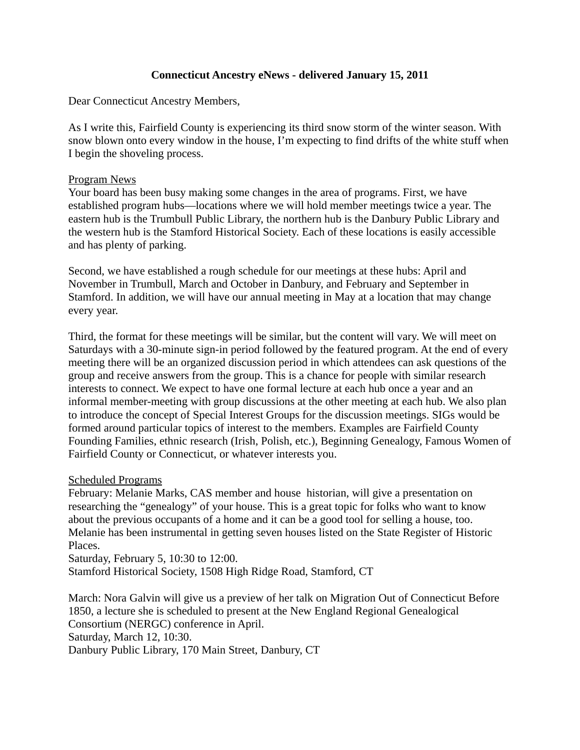**Connecticut Ancestry eNews - delivered January 15, 2011**

Dear Connecticut Ancestry Members,

As I write this, Fairfield County is experiencing its third snow storm of the winter season. With snow blown onto every window in the house, I'm expecting to find drifts of the white stuff when I begin the shoveling process.

<u>Program News</u>

Your board has been busy making some changes in the area of programs. First, we have established program hubs—locations where we will hold member meetings twice a year. The eastern hub is the Trumbull Public Library, the northern hub is the Danbury Public Library and the western hub is the Stamford Historical Society. Each of these locations is easily accessible and has plenty of parking.

Second, we have established a rough schedule for our meetings at these hubs: April and November in Trumbull, March and October in Danbury, and February and September in Stamford. In addition, we will have our annual meeting in May at a location that may change every year.

Third, the format for these meetings will be similar, but the content will vary. We will meet on Saturdays with a 30-minute sign-in period followed by the featured program. At the end of every meeting there will be an organized discussion period in which attendees can ask questions of the group and receive answers from the group. This is a chance for people with similar research interests to connect. We expect to have one formal lecture at each hub once a year and an informal member-meeting with group discussions at the other meeting at each hub. We also plan to introduce the concept of Special Interest Groups for the discussion meetings. SIGs would be formed around particular topics of interest to the members. Examples are Fairfield County Founding Families, ethnic research (Irish, Polish, etc.), Beginning Genealogy, Famous Women of Fairfield County or Connecticut, or whatever interests you.

<u>Scheduled Programs</u>

February: Melanie Marks, CAS member and house historian, will give a presentation on researching the "genealogy" of your house. This is a great topic for folks who want to know about the previous occupants of a home and it can be a good tool for selling a house, too. Melanie has been instrumental in getting seven houses listed on the State Register of Historic Places.
Saturday, February 5, 10:30 to 12:00.
Stamford Historical Society, 1508 High Ridge Road, Stamford, CT

March: Nora Galvin will give us a preview of her talk on Migration Out of Connecticut Before 1850, a lecture she is scheduled to present at the New England Regional Genealogical Consortium (NERGC) conference in April.
Saturday, March 12, 10:30.
Danbury Public Library, 170 Main Street, Danbury, CT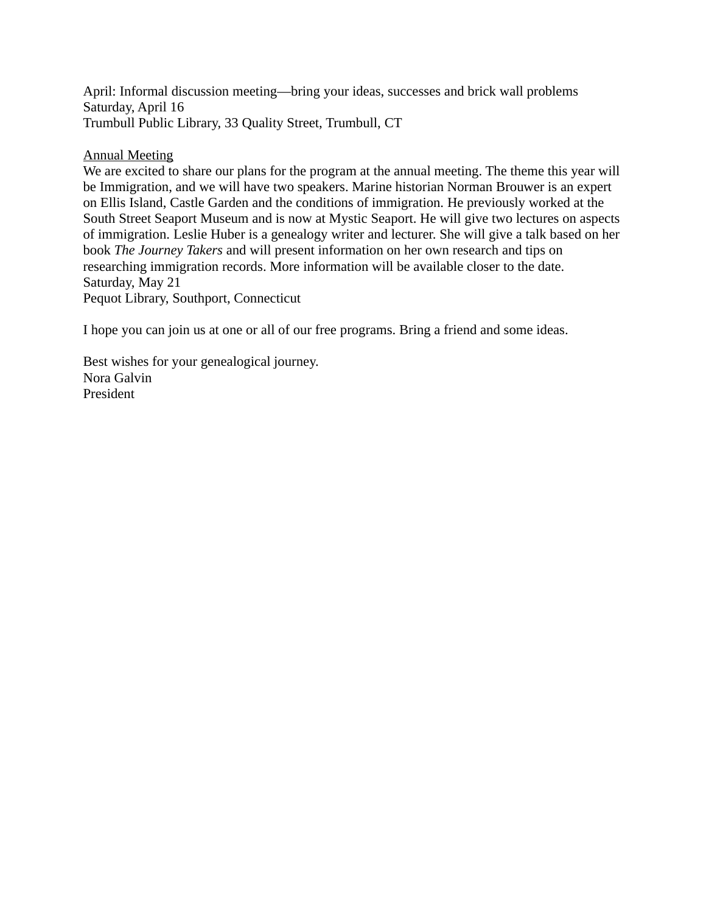April: Informal discussion meeting—bring your ideas, successes and brick wall problems
Saturday, April 16
Trumbull Public Library, 33 Quality Street, Trumbull, CT

<u>Annual Meeting</u>
We are excited to share our plans for the program at the annual meeting. The theme this year will be Immigration, and we will have two speakers. Marine historian Norman Brouwer is an expert on Ellis Island, Castle Garden and the conditions of immigration. He previously worked at the South Street Seaport Museum and is now at Mystic Seaport. He will give two lectures on aspects of immigration. Leslie Huber is a genealogy writer and lecturer. She will give a talk based on her book *The Journey Takers* and will present information on her own research and tips on researching immigration records. More information will be available closer to the date.
Saturday, May 21
Pequot Library, Southport, Connecticut

I hope you can join us at one or all of our free programs. Bring a friend and some ideas.

Best wishes for your genealogical journey.
Nora Galvin
President